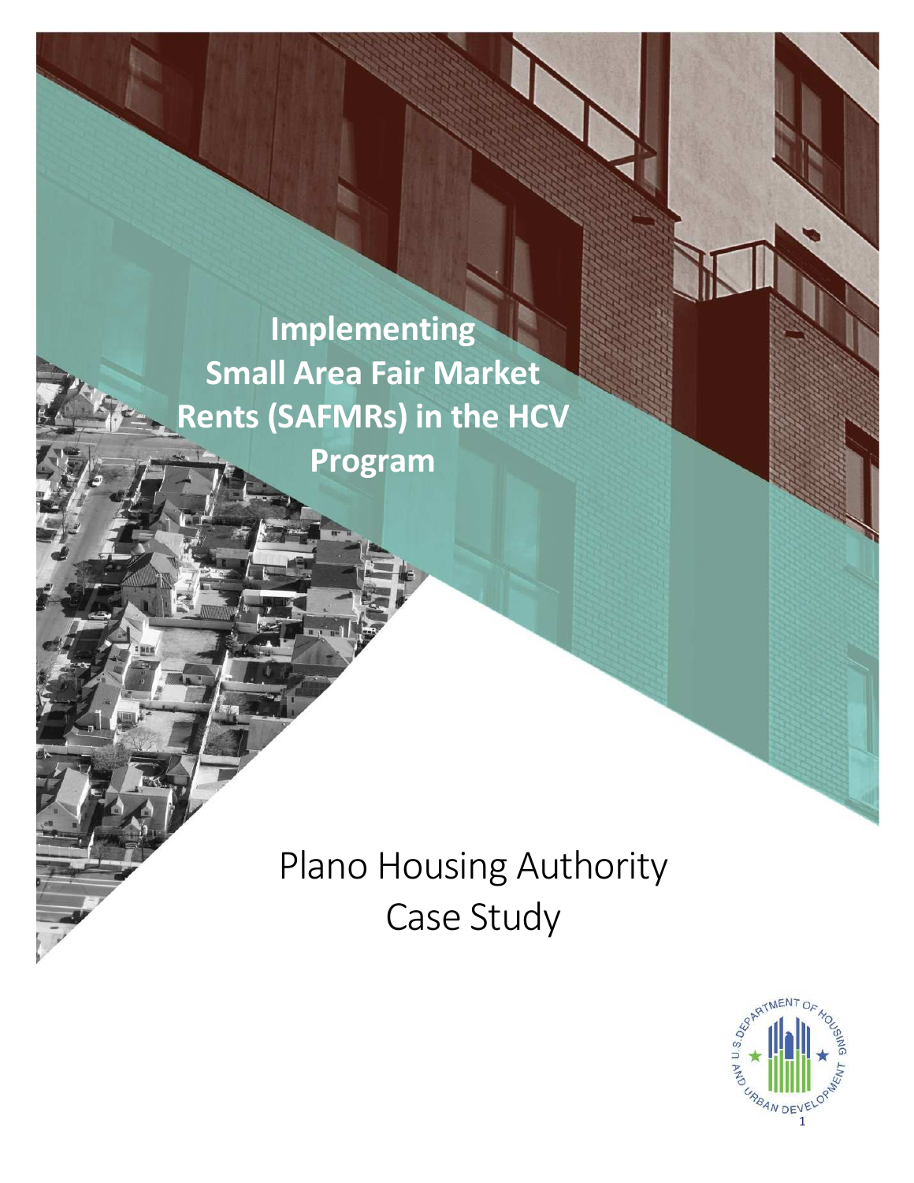# Implementing Small Area Fair Market Rents (SAFMRs) in the HCV Program

## Plano Housing Authority Case Study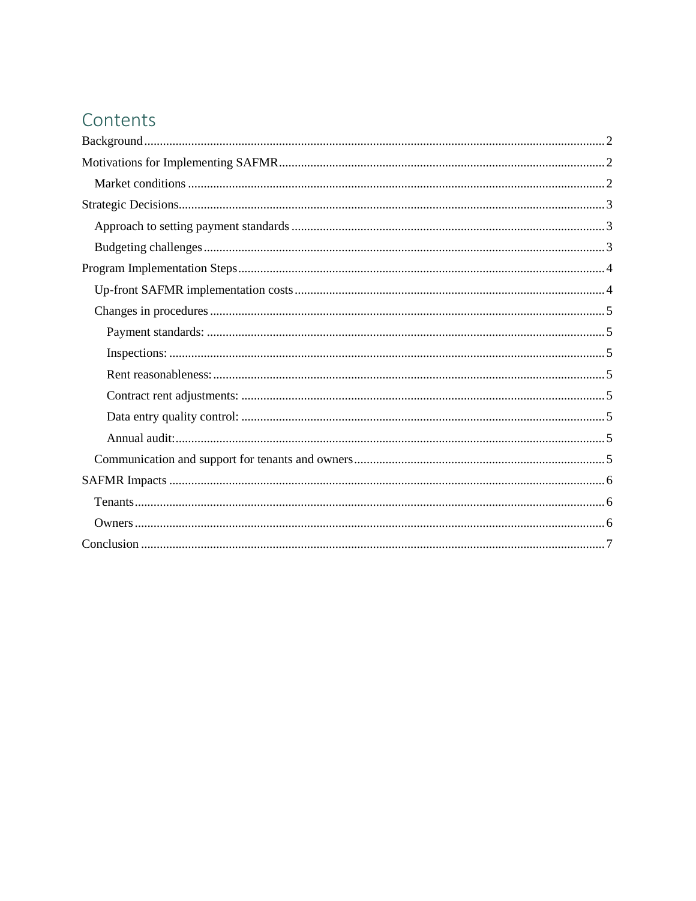# Contents

Background ..... 2

Motivations for Implementing SAFMR ..... 2

- Market conditions ..... 2

Strategic Decisions ..... 3

- Approach to setting payment standards ..... 3
- Budgeting challenges ..... 3

Program Implementation Steps ..... 4

- Up-front SAFMR implementation costs ..... 4
- Changes in procedures ..... 5
  - Payment standards: ..... 5
  - Inspections: ..... 5
  - Rent reasonableness: ..... 5
  - Contract rent adjustments: ..... 5
  - Data entry quality control: ..... 5
  - Annual audit: ..... 5
- Communication and support for tenants and owners ..... 5

SAFMR Impacts ..... 6

- Tenants ..... 6
- Owners ..... 6

Conclusion ..... 7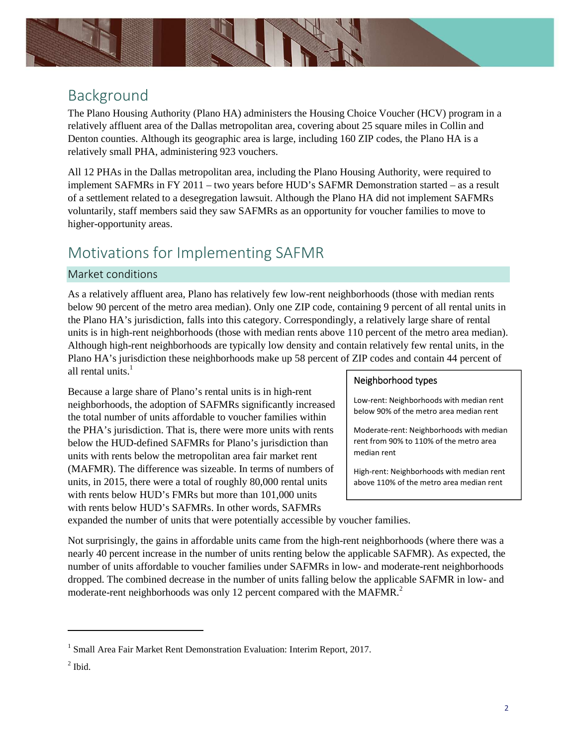## Background

The Plano Housing Authority (Plano HA) administers the Housing Choice Voucher (HCV) program in a relatively affluent area of the Dallas metropolitan area, covering about 25 square miles in Collin and Denton counties. Although its geographic area is large, including 160 ZIP codes, the Plano HA is a relatively small PHA, administering 923 vouchers.

All 12 PHAs in the Dallas metropolitan area, including the Plano Housing Authority, were required to implement SAFMRs in FY 2011 – two years before HUD's SAFMR Demonstration started – as a result of a settlement related to a desegregation lawsuit. Although the Plano HA did not implement SAFMRs voluntarily, staff members said they saw SAFMRs as an opportunity for voucher families to move to higher-opportunity areas.

## Motivations for Implementing SAFMR

### Market conditions

As a relatively affluent area, Plano has relatively few low-rent neighborhoods (those with median rents below 90 percent of the metro area median). Only one ZIP code, containing 9 percent of all rental units in the Plano HA's jurisdiction, falls into this category. Correspondingly, a relatively large share of rental units is in high-rent neighborhoods (those with median rents above 110 percent of the metro area median). Although high-rent neighborhoods are typically low density and contain relatively few rental units, in the Plano HA's jurisdiction these neighborhoods make up 58 percent of ZIP codes and contain 44 percent of all rental units.[1]

> **Neighborhood types**
>
> Low-rent: Neighborhoods with median rent below 90% of the metro area median rent
>
> Moderate-rent: Neighborhoods with median rent from 90% to 110% of the metro area median rent
>
> High-rent: Neighborhoods with median rent above 110% of the metro area median rent

Because a large share of Plano's rental units is in high-rent neighborhoods, the adoption of SAFMRs significantly increased the total number of units affordable to voucher families within the PHA's jurisdiction. That is, there were more units with rents below the HUD-defined SAFMRs for Plano's jurisdiction than units with rents below the metropolitan area fair market rent (MAFMR). The difference was sizeable. In terms of numbers of units, in 2015, there were a total of roughly 80,000 rental units with rents below HUD's FMRs but more than 101,000 units with rents below HUD's SAFMRs. In other words, SAFMRs expanded the number of units that were potentially accessible by voucher families.

Not surprisingly, the gains in affordable units came from the high-rent neighborhoods (where there was a nearly 40 percent increase in the number of units renting below the applicable SAFMR). As expected, the number of units affordable to voucher families under SAFMRs in low- and moderate-rent neighborhoods dropped. The combined decrease in the number of units falling below the applicable SAFMR in low- and moderate-rent neighborhoods was only 12 percent compared with the MAFMR.[2]

---

[1] Small Area Fair Market Rent Demonstration Evaluation: Interim Report, 2017.

[2] Ibid.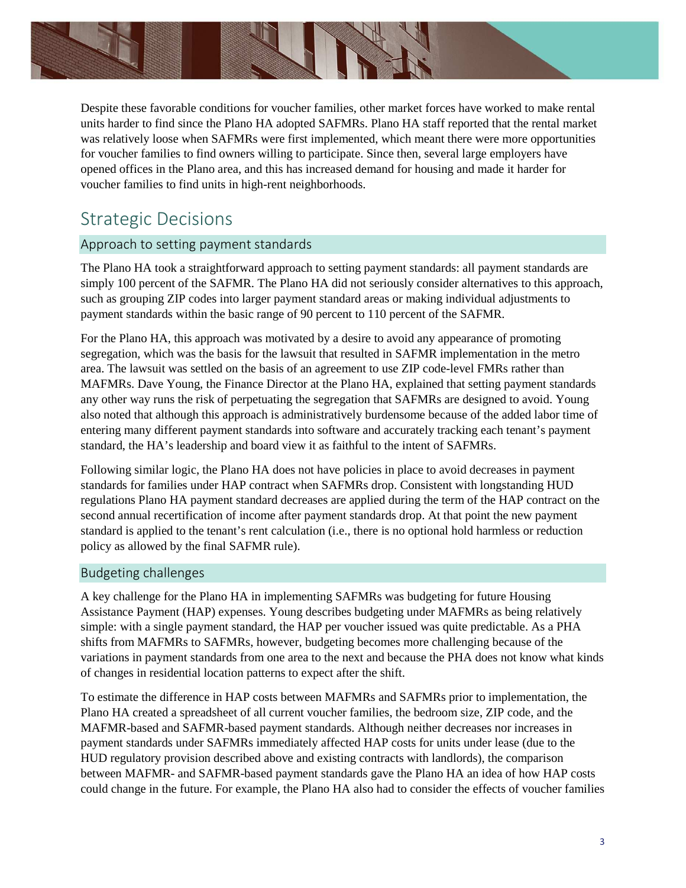Despite these favorable conditions for voucher families, other market forces have worked to make rental units harder to find since the Plano HA adopted SAFMRs. Plano HA staff reported that the rental market was relatively loose when SAFMRs were first implemented, which meant there were more opportunities for voucher families to find owners willing to participate. Since then, several large employers have opened offices in the Plano area, and this has increased demand for housing and made it harder for voucher families to find units in high-rent neighborhoods.

## Strategic Decisions

### Approach to setting payment standards

The Plano HA took a straightforward approach to setting payment standards: all payment standards are simply 100 percent of the SAFMR. The Plano HA did not seriously consider alternatives to this approach, such as grouping ZIP codes into larger payment standard areas or making individual adjustments to payment standards within the basic range of 90 percent to 110 percent of the SAFMR.

For the Plano HA, this approach was motivated by a desire to avoid any appearance of promoting segregation, which was the basis for the lawsuit that resulted in SAFMR implementation in the metro area. The lawsuit was settled on the basis of an agreement to use ZIP code-level FMRs rather than MAFMRs. Dave Young, the Finance Director at the Plano HA, explained that setting payment standards any other way runs the risk of perpetuating the segregation that SAFMRs are designed to avoid. Young also noted that although this approach is administratively burdensome because of the added labor time of entering many different payment standards into software and accurately tracking each tenant's payment standard, the HA's leadership and board view it as faithful to the intent of SAFMRs.

Following similar logic, the Plano HA does not have policies in place to avoid decreases in payment standards for families under HAP contract when SAFMRs drop. Consistent with longstanding HUD regulations Plano HA payment standard decreases are applied during the term of the HAP contract on the second annual recertification of income after payment standards drop. At that point the new payment standard is applied to the tenant's rent calculation (i.e., there is no optional hold harmless or reduction policy as allowed by the final SAFMR rule).

### Budgeting challenges

A key challenge for the Plano HA in implementing SAFMRs was budgeting for future Housing Assistance Payment (HAP) expenses. Young describes budgeting under MAFMRs as being relatively simple: with a single payment standard, the HAP per voucher issued was quite predictable. As a PHA shifts from MAFMRs to SAFMRs, however, budgeting becomes more challenging because of the variations in payment standards from one area to the next and because the PHA does not know what kinds of changes in residential location patterns to expect after the shift.

To estimate the difference in HAP costs between MAFMRs and SAFMRs prior to implementation, the Plano HA created a spreadsheet of all current voucher families, the bedroom size, ZIP code, and the MAFMR-based and SAFMR-based payment standards. Although neither decreases nor increases in payment standards under SAFMRs immediately affected HAP costs for units under lease (due to the HUD regulatory provision described above and existing contracts with landlords), the comparison between MAFMR- and SAFMR-based payment standards gave the Plano HA an idea of how HAP costs could change in the future. For example, the Plano HA also had to consider the effects of voucher families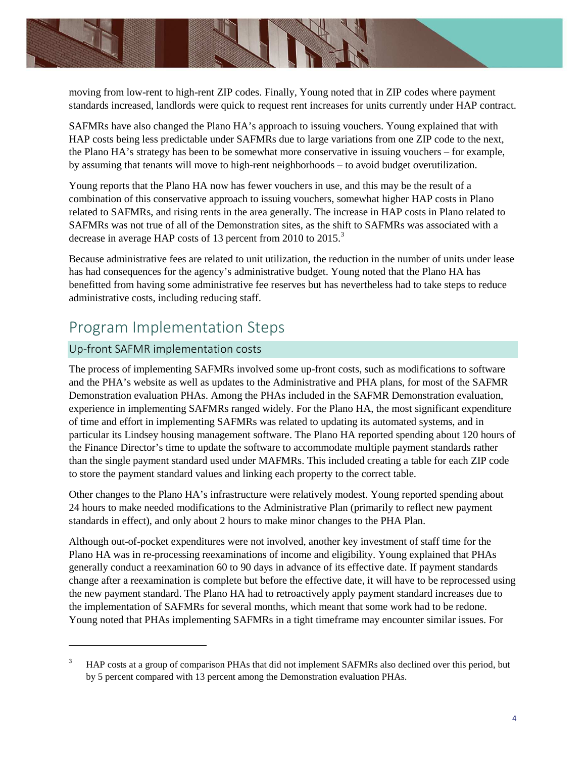moving from low-rent to high-rent ZIP codes. Finally, Young noted that in ZIP codes where payment standards increased, landlords were quick to request rent increases for units currently under HAP contract.

SAFMRs have also changed the Plano HA's approach to issuing vouchers. Young explained that with HAP costs being less predictable under SAFMRs due to large variations from one ZIP code to the next, the Plano HA's strategy has been to be somewhat more conservative in issuing vouchers – for example, by assuming that tenants will move to high-rent neighborhoods – to avoid budget overutilization.

Young reports that the Plano HA now has fewer vouchers in use, and this may be the result of a combination of this conservative approach to issuing vouchers, somewhat higher HAP costs in Plano related to SAFMRs, and rising rents in the area generally. The increase in HAP costs in Plano related to SAFMRs was not true of all of the Demonstration sites, as the shift to SAFMRs was associated with a decrease in average HAP costs of 13 percent from 2010 to 2015.[3]

Because administrative fees are related to unit utilization, the reduction in the number of units under lease has had consequences for the agency's administrative budget. Young noted that the Plano HA has benefitted from having some administrative fee reserves but has nevertheless had to take steps to reduce administrative costs, including reducing staff.

## Program Implementation Steps

### Up-front SAFMR implementation costs

The process of implementing SAFMRs involved some up-front costs, such as modifications to software and the PHA's website as well as updates to the Administrative and PHA plans, for most of the SAFMR Demonstration evaluation PHAs. Among the PHAs included in the SAFMR Demonstration evaluation, experience in implementing SAFMRs ranged widely. For the Plano HA, the most significant expenditure of time and effort in implementing SAFMRs was related to updating its automated systems, and in particular its Lindsey housing management software. The Plano HA reported spending about 120 hours of the Finance Director's time to update the software to accommodate multiple payment standards rather than the single payment standard used under MAFMRs. This included creating a table for each ZIP code to store the payment standard values and linking each property to the correct table.

Other changes to the Plano HA's infrastructure were relatively modest. Young reported spending about 24 hours to make needed modifications to the Administrative Plan (primarily to reflect new payment standards in effect), and only about 2 hours to make minor changes to the PHA Plan.

Although out-of-pocket expenditures were not involved, another key investment of staff time for the Plano HA was in re-processing reexaminations of income and eligibility. Young explained that PHAs generally conduct a reexamination 60 to 90 days in advance of its effective date. If payment standards change after a reexamination is complete but before the effective date, it will have to be reprocessed using the new payment standard. The Plano HA had to retroactively apply payment standard increases due to the implementation of SAFMRs for several months, which meant that some work had to be redone. Young noted that PHAs implementing SAFMRs in a tight timeframe may encounter similar issues. For

---

[3] HAP costs at a group of comparison PHAs that did not implement SAFMRs also declined over this period, but by 5 percent compared with 13 percent among the Demonstration evaluation PHAs.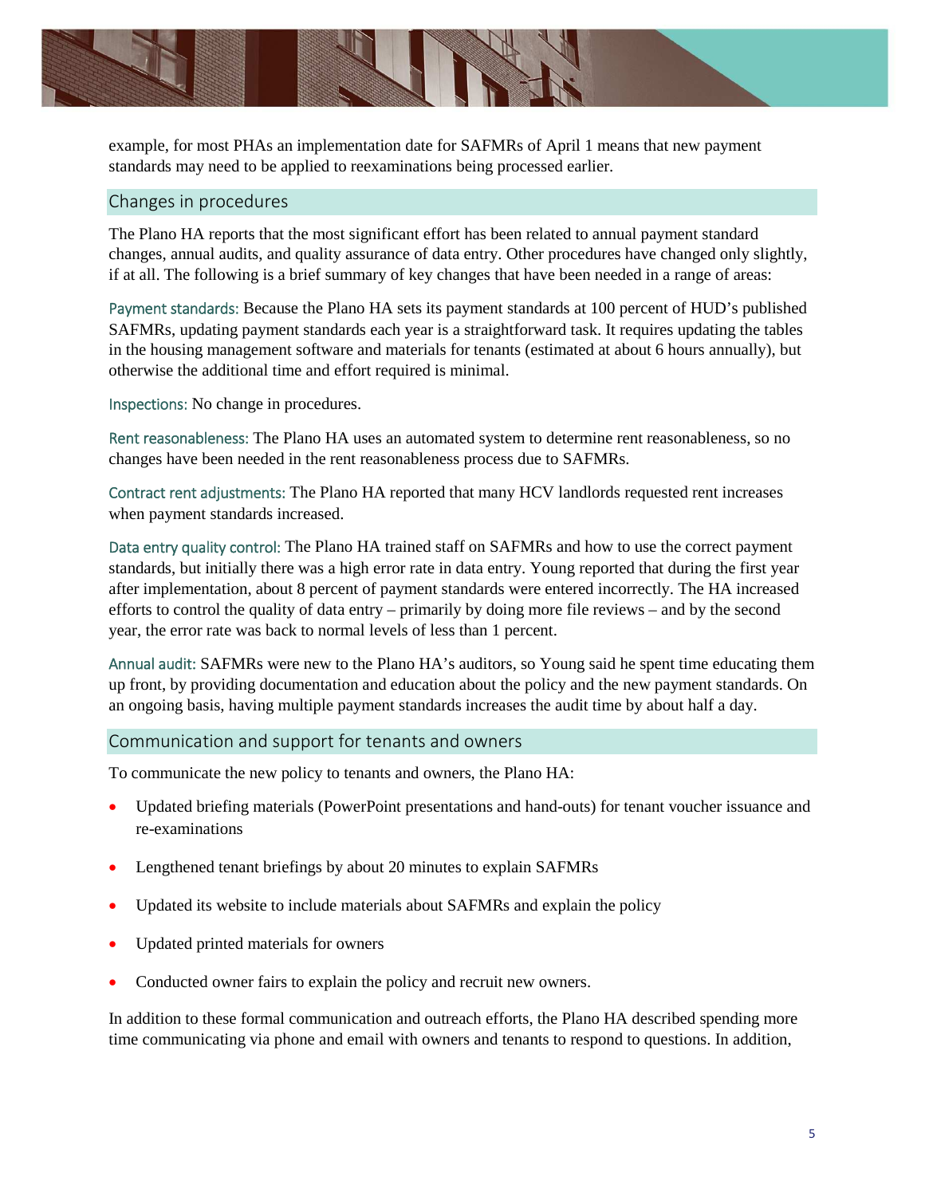example, for most PHAs an implementation date for SAFMRs of April 1 means that new payment standards may need to be applied to reexaminations being processed earlier.

## Changes in procedures

The Plano HA reports that the most significant effort has been related to annual payment standard changes, annual audits, and quality assurance of data entry. Other procedures have changed only slightly, if at all. The following is a brief summary of key changes that have been needed in a range of areas:

Payment standards: Because the Plano HA sets its payment standards at 100 percent of HUD's published SAFMRs, updating payment standards each year is a straightforward task. It requires updating the tables in the housing management software and materials for tenants (estimated at about 6 hours annually), but otherwise the additional time and effort required is minimal.

Inspections: No change in procedures.

Rent reasonableness: The Plano HA uses an automated system to determine rent reasonableness, so no changes have been needed in the rent reasonableness process due to SAFMRs.

Contract rent adjustments: The Plano HA reported that many HCV landlords requested rent increases when payment standards increased.

Data entry quality control: The Plano HA trained staff on SAFMRs and how to use the correct payment standards, but initially there was a high error rate in data entry. Young reported that during the first year after implementation, about 8 percent of payment standards were entered incorrectly. The HA increased efforts to control the quality of data entry – primarily by doing more file reviews – and by the second year, the error rate was back to normal levels of less than 1 percent.

Annual audit: SAFMRs were new to the Plano HA's auditors, so Young said he spent time educating them up front, by providing documentation and education about the policy and the new payment standards. On an ongoing basis, having multiple payment standards increases the audit time by about half a day.

## Communication and support for tenants and owners

To communicate the new policy to tenants and owners, the Plano HA:

- Updated briefing materials (PowerPoint presentations and hand-outs) for tenant voucher issuance and re-examinations
- Lengthened tenant briefings by about 20 minutes to explain SAFMRs
- Updated its website to include materials about SAFMRs and explain the policy
- Updated printed materials for owners
- Conducted owner fairs to explain the policy and recruit new owners.

In addition to these formal communication and outreach efforts, the Plano HA described spending more time communicating via phone and email with owners and tenants to respond to questions. In addition,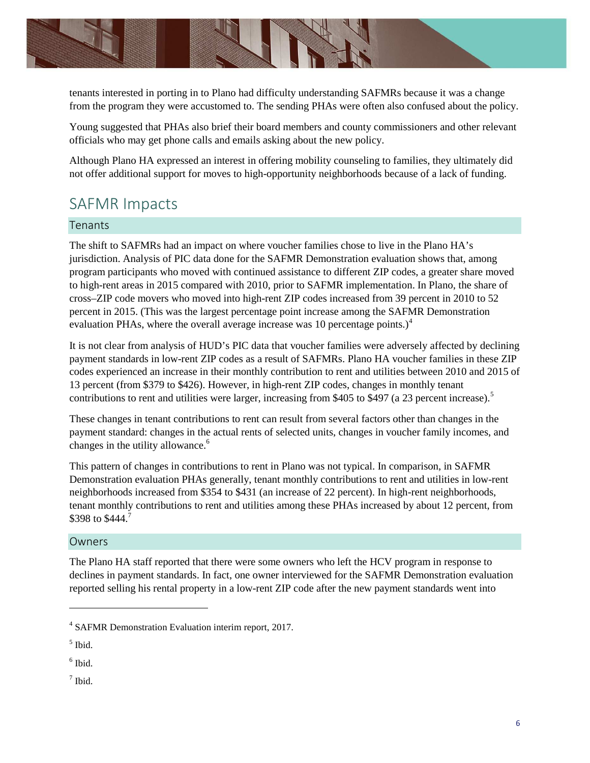tenants interested in porting in to Plano had difficulty understanding SAFMRs because it was a change from the program they were accustomed to. The sending PHAs were often also confused about the policy.

Young suggested that PHAs also brief their board members and county commissioners and other relevant officials who may get phone calls and emails asking about the new policy.

Although Plano HA expressed an interest in offering mobility counseling to families, they ultimately did not offer additional support for moves to high-opportunity neighborhoods because of a lack of funding.

## SAFMR Impacts

### Tenants

The shift to SAFMRs had an impact on where voucher families chose to live in the Plano HA's jurisdiction. Analysis of PIC data done for the SAFMR Demonstration evaluation shows that, among program participants who moved with continued assistance to different ZIP codes, a greater share moved to high-rent areas in 2015 compared with 2010, prior to SAFMR implementation. In Plano, the share of cross–ZIP code movers who moved into high-rent ZIP codes increased from 39 percent in 2010 to 52 percent in 2015. (This was the largest percentage point increase among the SAFMR Demonstration evaluation PHAs, where the overall average increase was 10 percentage points.)[4]

It is not clear from analysis of HUD's PIC data that voucher families were adversely affected by declining payment standards in low-rent ZIP codes as a result of SAFMRs. Plano HA voucher families in these ZIP codes experienced an increase in their monthly contribution to rent and utilities between 2010 and 2015 of 13 percent (from $379 to $426). However, in high-rent ZIP codes, changes in monthly tenant contributions to rent and utilities were larger, increasing from $405 to $497 (a 23 percent increase).[5]

These changes in tenant contributions to rent can result from several factors other than changes in the payment standard: changes in the actual rents of selected units, changes in voucher family incomes, and changes in the utility allowance.[6]

This pattern of changes in contributions to rent in Plano was not typical. In comparison, in SAFMR Demonstration evaluation PHAs generally, tenant monthly contributions to rent and utilities in low-rent neighborhoods increased from $354 to $431 (an increase of 22 percent). In high-rent neighborhoods, tenant monthly contributions to rent and utilities among these PHAs increased by about 12 percent, from $398 to $444.[7]

### Owners

The Plano HA staff reported that there were some owners who left the HCV program in response to declines in payment standards. In fact, one owner interviewed for the SAFMR Demonstration evaluation reported selling his rental property in a low-rent ZIP code after the new payment standards went into

---

[4] SAFMR Demonstration Evaluation interim report, 2017.

[5] Ibid.

[6] Ibid.

[7] Ibid.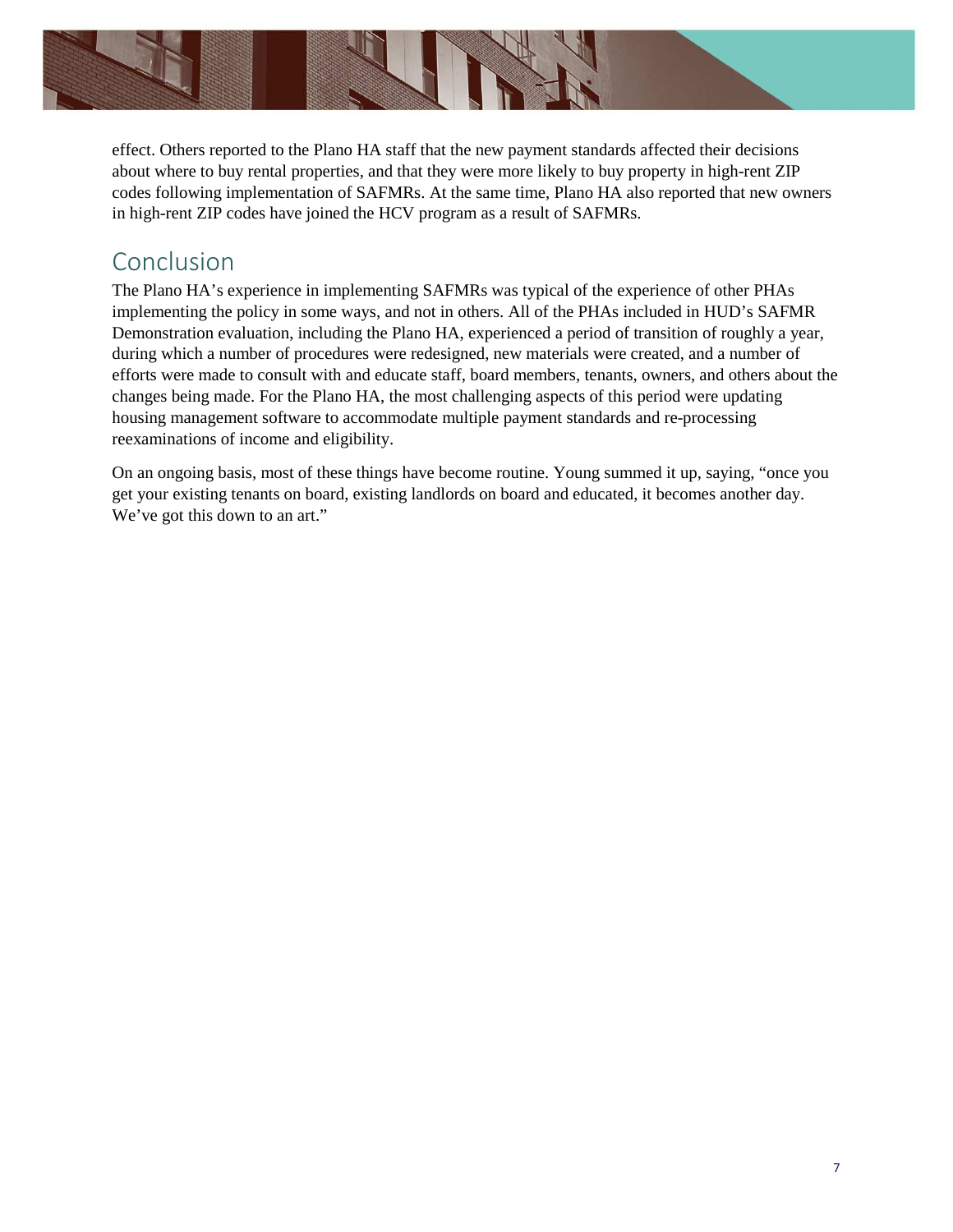effect. Others reported to the Plano HA staff that the new payment standards affected their decisions about where to buy rental properties, and that they were more likely to buy property in high-rent ZIP codes following implementation of SAFMRs. At the same time, Plano HA also reported that new owners in high-rent ZIP codes have joined the HCV program as a result of SAFMRs.

## Conclusion

The Plano HA's experience in implementing SAFMRs was typical of the experience of other PHAs implementing the policy in some ways, and not in others. All of the PHAs included in HUD's SAFMR Demonstration evaluation, including the Plano HA, experienced a period of transition of roughly a year, during which a number of procedures were redesigned, new materials were created, and a number of efforts were made to consult with and educate staff, board members, tenants, owners, and others about the changes being made. For the Plano HA, the most challenging aspects of this period were updating housing management software to accommodate multiple payment standards and re-processing reexaminations of income and eligibility.

On an ongoing basis, most of these things have become routine. Young summed it up, saying, "once you get your existing tenants on board, existing landlords on board and educated, it becomes another day. We've got this down to an art."